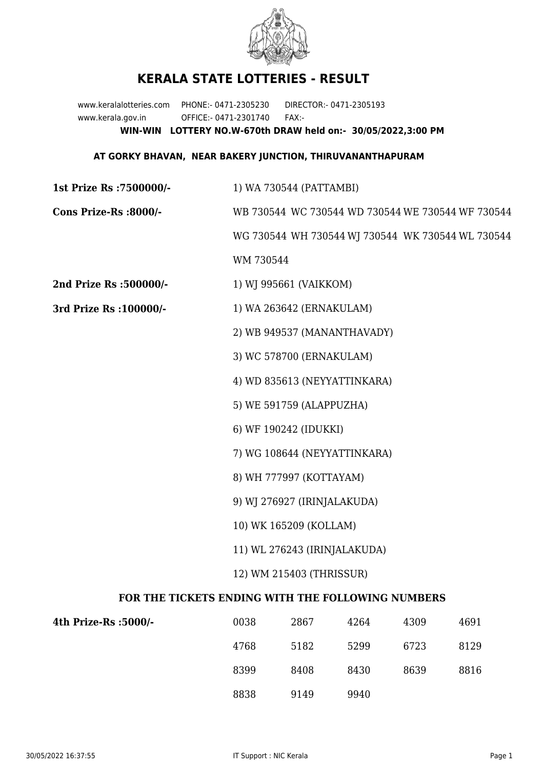# KERALA STATE LOTTERIES - RESULT

www.keralalotteries.com PHONE:- 0471-2305230 DIRECTOR:- 0471-2305193
www.kerala.gov.in OFFICE:- 0471-2301740 FAX:-

**WIN-WIN LOTTERY NO.W-670th DRAW held on:- 30/05/2022,3:00 PM**

**AT GORKY BHAVAN, NEAR BAKERY JUNCTION, THIRUVANANTHAPURAM**

**1st Prize Rs :7500000/-** 1) WA 730544 (PATTAMBI)

**Cons Prize-Rs :8000/-** WB 730544 WC 730544 WD 730544 WE 730544 WF 730544 WG 730544 WH 730544 WJ 730544 WK 730544 WL 730544 WM 730544

**2nd Prize Rs :500000/-** 1) WJ 995661 (VAIKKOM)

**3rd Prize Rs :100000/-**
1) WA 263642 (ERNAKULAM)
2) WB 949537 (MANANTHAVADY)
3) WC 578700 (ERNAKULAM)
4) WD 835613 (NEYYATTINKARA)
5) WE 591759 (ALAPPUZHA)
6) WF 190242 (IDUKKI)
7) WG 108644 (NEYYATTINKARA)
8) WH 777997 (KOTTAYAM)
9) WJ 276927 (IRINJALAKUDA)
10) WK 165209 (KOLLAM)
11) WL 276243 (IRINJALAKUDA)
12) WM 215403 (THRISSUR)

**FOR THE TICKETS ENDING WITH THE FOLLOWING NUMBERS**

**4th Prize-Rs :5000/-**

| | | | | |
|---|---|---|---|---|
| 0038 | 2867 | 4264 | 4309 | 4691 |
| 4768 | 5182 | 5299 | 6723 | 8129 |
| 8399 | 8408 | 8430 | 8639 | 8816 |
| 8838 | 9149 | 9940 | | |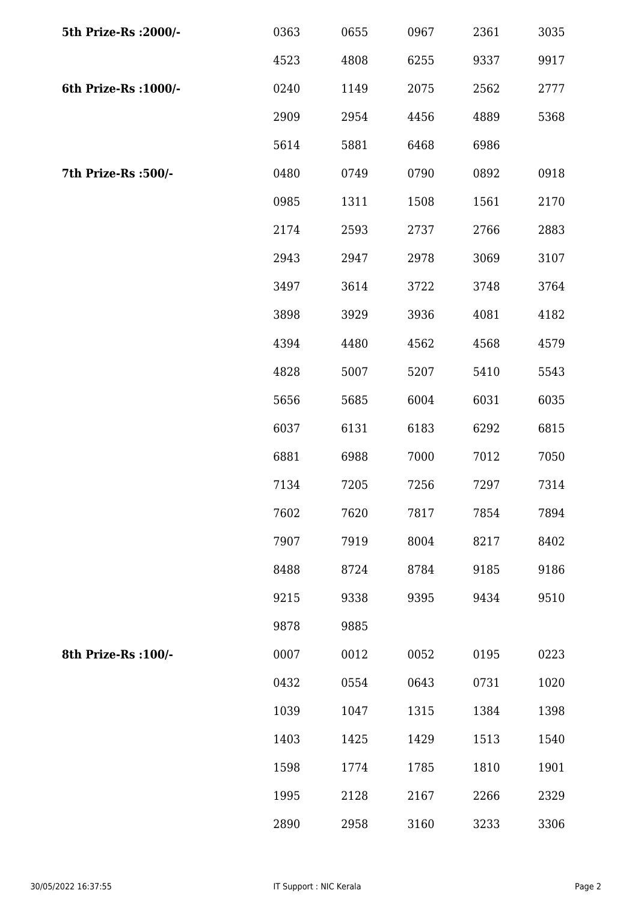| | | | | | |
|---|---|---|---|---|---|
| **5th Prize-Rs :2000/-** | 0363 | 0655 | 0967 | 2361 | 3035 |
| | 4523 | 4808 | 6255 | 9337 | 9917 |
| **6th Prize-Rs :1000/-** | 0240 | 1149 | 2075 | 2562 | 2777 |
| | 2909 | 2954 | 4456 | 4889 | 5368 |
| | 5614 | 5881 | 6468 | 6986 | |
| **7th Prize-Rs :500/-** | 0480 | 0749 | 0790 | 0892 | 0918 |
| | 0985 | 1311 | 1508 | 1561 | 2170 |
| | 2174 | 2593 | 2737 | 2766 | 2883 |
| | 2943 | 2947 | 2978 | 3069 | 3107 |
| | 3497 | 3614 | 3722 | 3748 | 3764 |
| | 3898 | 3929 | 3936 | 4081 | 4182 |
| | 4394 | 4480 | 4562 | 4568 | 4579 |
| | 4828 | 5007 | 5207 | 5410 | 5543 |
| | 5656 | 5685 | 6004 | 6031 | 6035 |
| | 6037 | 6131 | 6183 | 6292 | 6815 |
| | 6881 | 6988 | 7000 | 7012 | 7050 |
| | 7134 | 7205 | 7256 | 7297 | 7314 |
| | 7602 | 7620 | 7817 | 7854 | 7894 |
| | 7907 | 7919 | 8004 | 8217 | 8402 |
| | 8488 | 8724 | 8784 | 9185 | 9186 |
| | 9215 | 9338 | 9395 | 9434 | 9510 |
| | 9878 | 9885 | | | |
| **8th Prize-Rs :100/-** | 0007 | 0012 | 0052 | 0195 | 0223 |
| | 0432 | 0554 | 0643 | 0731 | 1020 |
| | 1039 | 1047 | 1315 | 1384 | 1398 |
| | 1403 | 1425 | 1429 | 1513 | 1540 |
| | 1598 | 1774 | 1785 | 1810 | 1901 |
| | 1995 | 2128 | 2167 | 2266 | 2329 |
| | 2890 | 2958 | 3160 | 3233 | 3306 |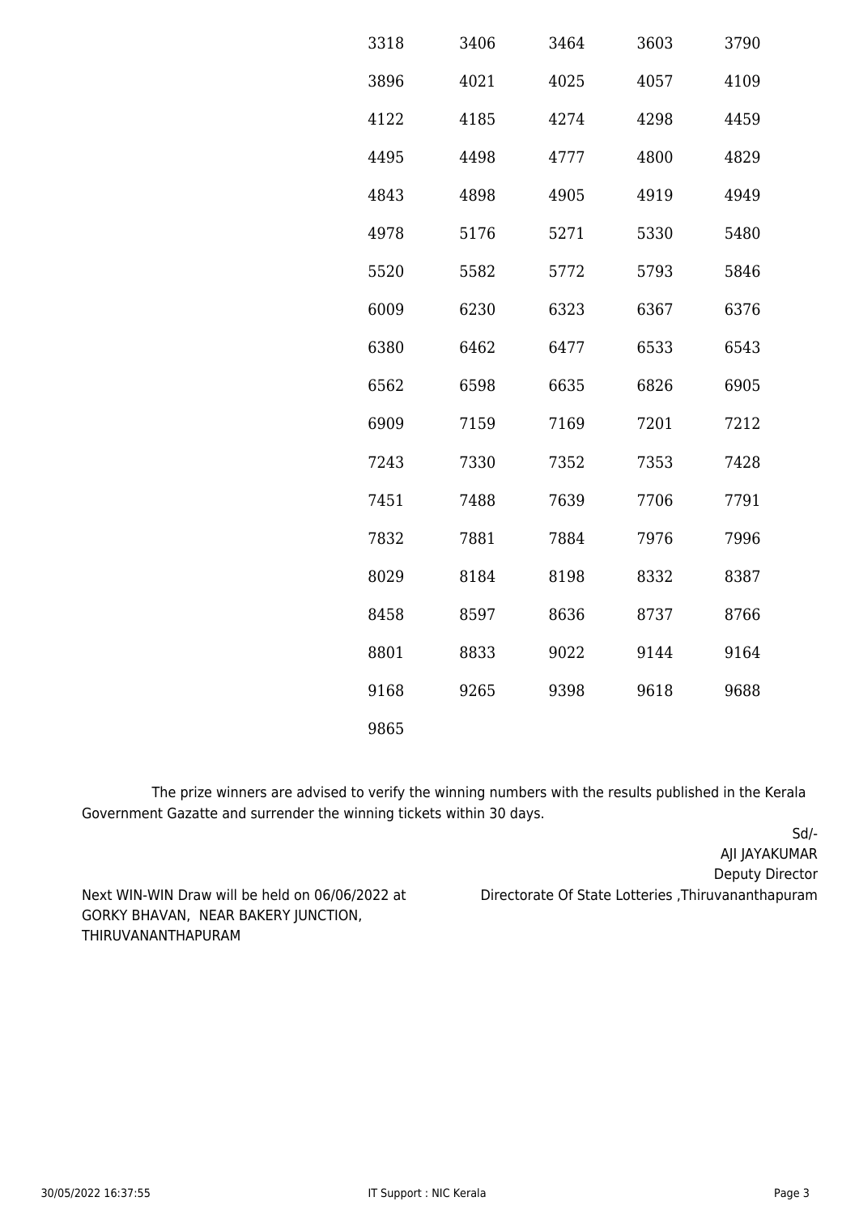| | | | | |
|---|---|---|---|---|
| 3318 | 3406 | 3464 | 3603 | 3790 |
| 3896 | 4021 | 4025 | 4057 | 4109 |
| 4122 | 4185 | 4274 | 4298 | 4459 |
| 4495 | 4498 | 4777 | 4800 | 4829 |
| 4843 | 4898 | 4905 | 4919 | 4949 |
| 4978 | 5176 | 5271 | 5330 | 5480 |
| 5520 | 5582 | 5772 | 5793 | 5846 |
| 6009 | 6230 | 6323 | 6367 | 6376 |
| 6380 | 6462 | 6477 | 6533 | 6543 |
| 6562 | 6598 | 6635 | 6826 | 6905 |
| 6909 | 7159 | 7169 | 7201 | 7212 |
| 7243 | 7330 | 7352 | 7353 | 7428 |
| 7451 | 7488 | 7639 | 7706 | 7791 |
| 7832 | 7881 | 7884 | 7976 | 7996 |
| 8029 | 8184 | 8198 | 8332 | 8387 |
| 8458 | 8597 | 8636 | 8737 | 8766 |
| 8801 | 8833 | 9022 | 9144 | 9164 |
| 9168 | 9265 | 9398 | 9618 | 9688 |
| 9865 | | | | |

The prize winners are advised to verify the winning numbers with the results published in the Kerala Government Gazatte and surrender the winning tickets within 30 days.

Sd/-
AJI JAYAKUMAR
Deputy Director
Directorate Of State Lotteries ,Thiruvananthapuram

Next WIN-WIN Draw will be held on 06/06/2022 at GORKY BHAVAN, NEAR BAKERY JUNCTION, THIRUVANANTHAPURAM